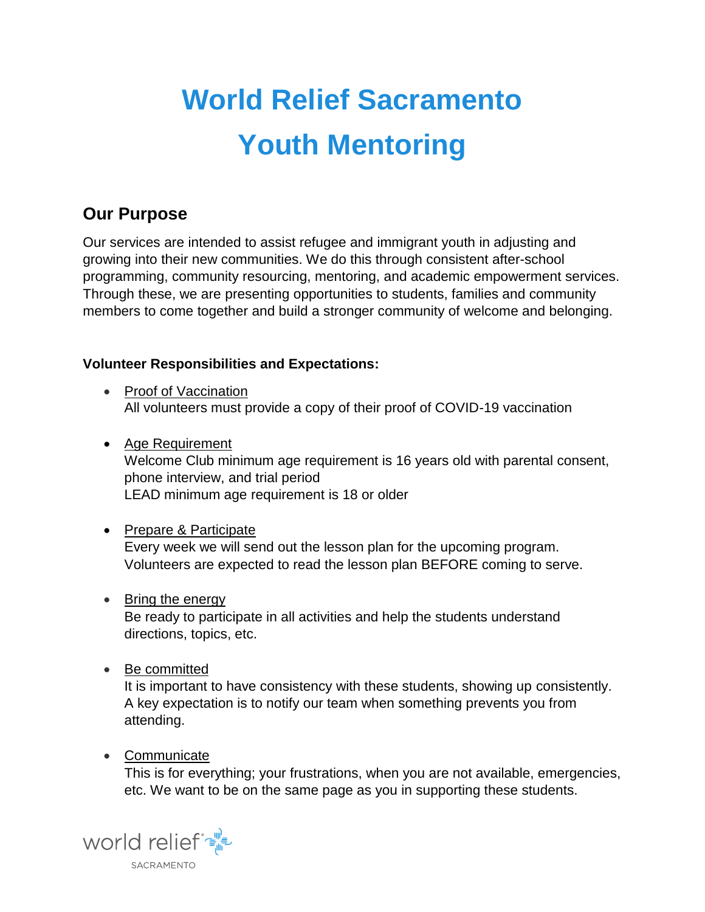# World Relief Sacramento
# Youth Mentoring

## Our Purpose

Our services are intended to assist refugee and immigrant youth in adjusting and growing into their new communities. We do this through consistent after-school programming, community resourcing, mentoring, and academic empowerment services. Through these, we are presenting opportunities to students, families and community members to come together and build a stronger community of welcome and belonging.

**Volunteer Responsibilities and Expectations:**

- Proof of Vaccination
  All volunteers must provide a copy of their proof of COVID-19 vaccination

- Age Requirement
  Welcome Club minimum age requirement is 16 years old with parental consent, phone interview, and trial period
  LEAD minimum age requirement is 18 or older

- Prepare & Participate
  Every week we will send out the lesson plan for the upcoming program. Volunteers are expected to read the lesson plan BEFORE coming to serve.

- Bring the energy
  Be ready to participate in all activities and help the students understand directions, topics, etc.

- Be committed
  It is important to have consistency with these students, showing up consistently. A key expectation is to notify our team when something prevents you from attending.

- Communicate
  This is for everything; your frustrations, when you are not available, emergencies, etc. We want to be on the same page as you in supporting these students.

world relief
SACRAMENTO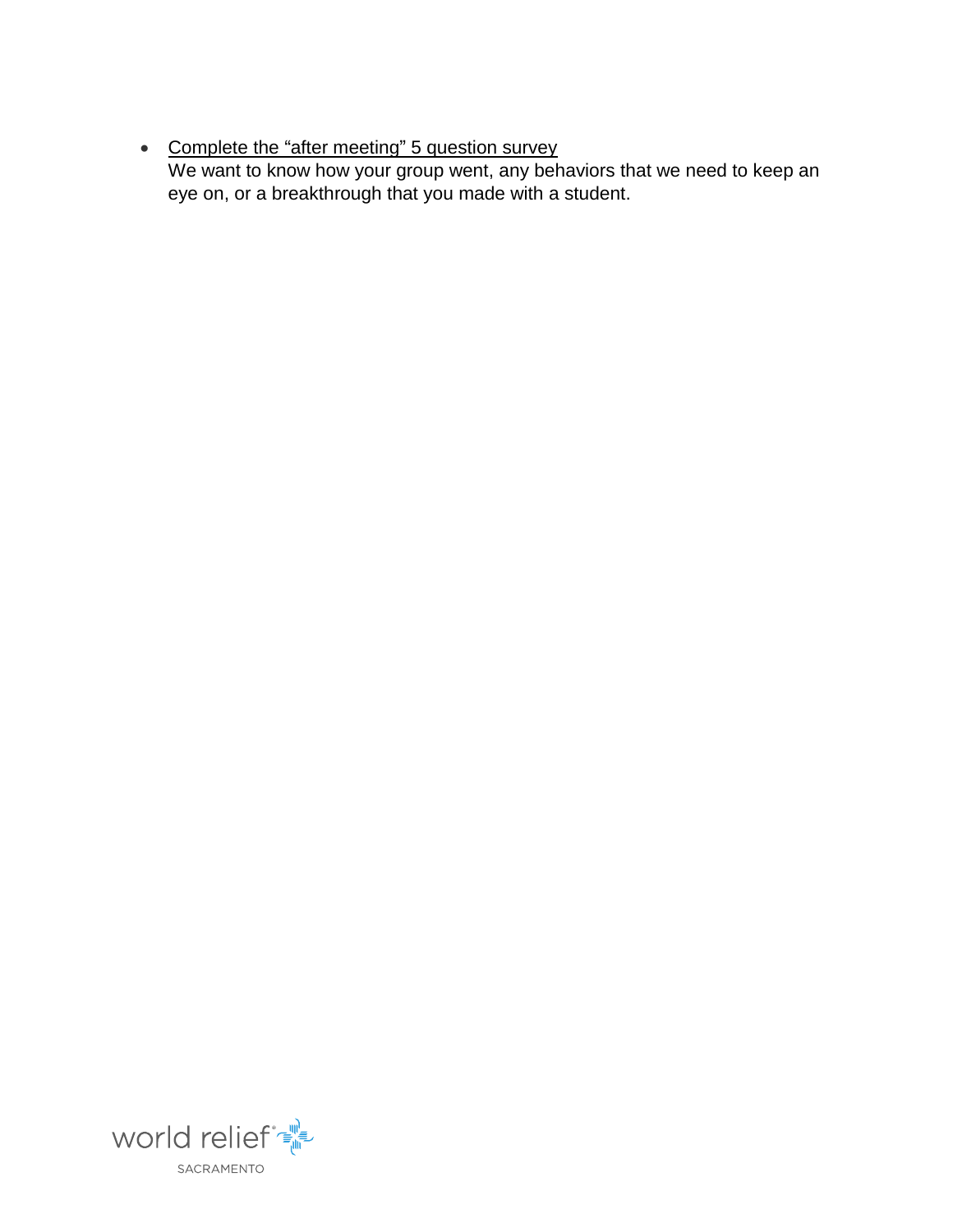- <u>Complete the "after meeting" 5 question survey</u>
  We want to know how your group went, any behaviors that we need to keep an eye on, or a breakthrough that you made with a student.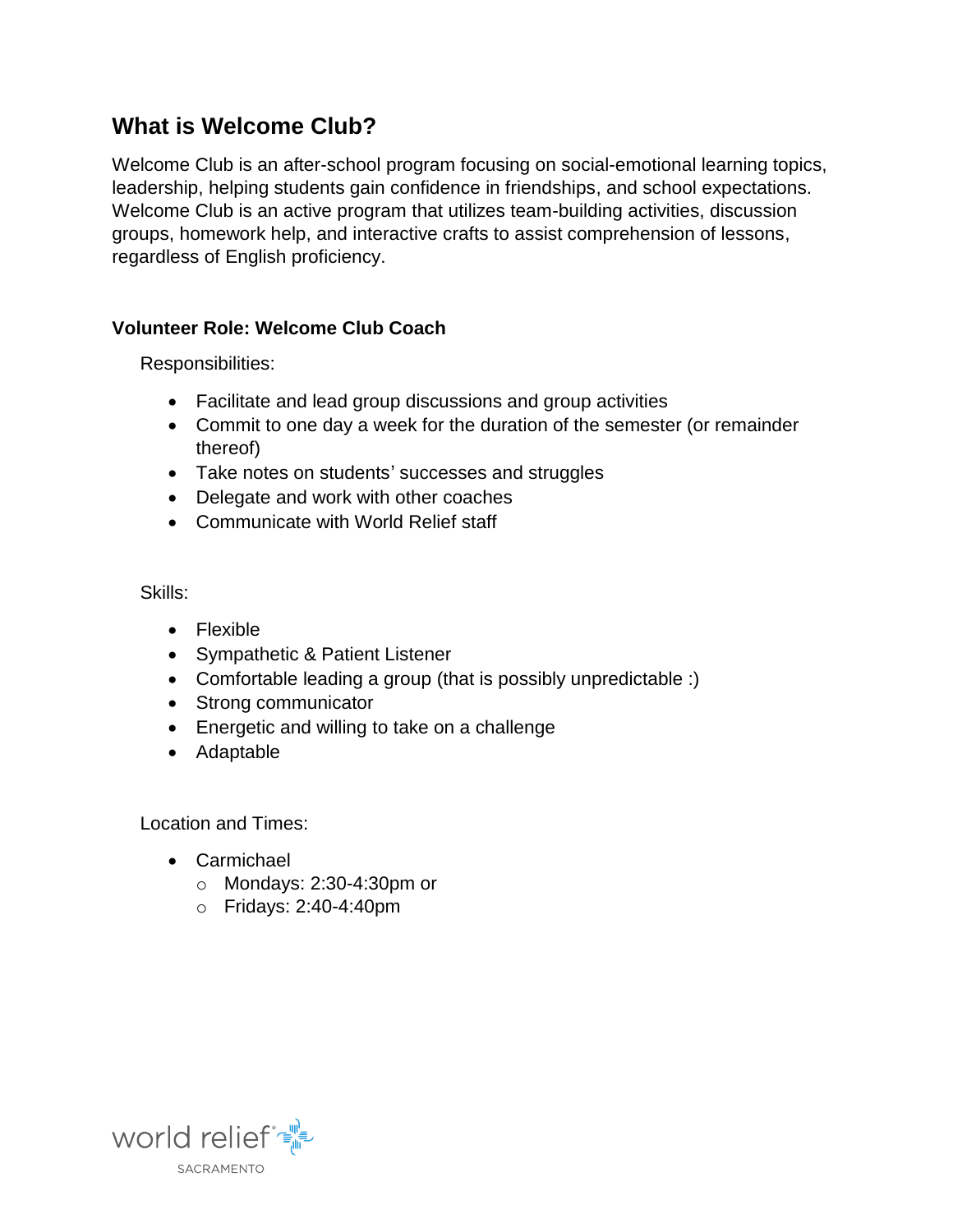## What is Welcome Club?

Welcome Club is an after-school program focusing on social-emotional learning topics, leadership, helping students gain confidence in friendships, and school expectations. Welcome Club is an active program that utilizes team-building activities, discussion groups, homework help, and interactive crafts to assist comprehension of lessons, regardless of English proficiency.

### Volunteer Role: Welcome Club Coach

Responsibilities:

- Facilitate and lead group discussions and group activities
- Commit to one day a week for the duration of the semester (or remainder thereof)
- Take notes on students' successes and struggles
- Delegate and work with other coaches
- Communicate with World Relief staff

Skills:

- Flexible
- Sympathetic & Patient Listener
- Comfortable leading a group (that is possibly unpredictable :)
- Strong communicator
- Energetic and willing to take on a challenge
- Adaptable

Location and Times:

- Carmichael
  - Mondays: 2:30-4:30pm or
  - Fridays: 2:40-4:40pm

world relief
SACRAMENTO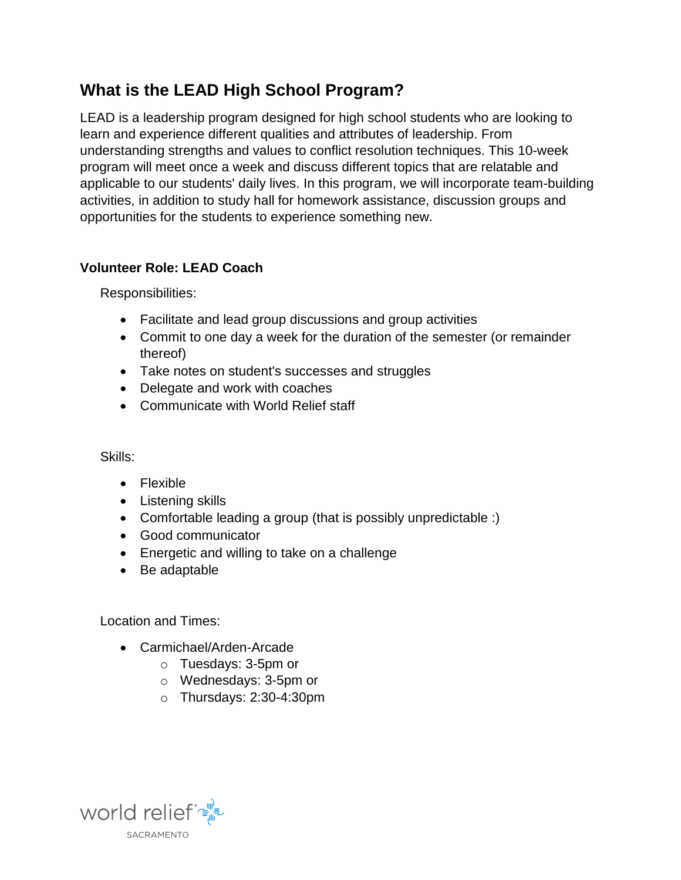## What is the LEAD High School Program?

LEAD is a leadership program designed for high school students who are looking to learn and experience different qualities and attributes of leadership. From understanding strengths and values to conflict resolution techniques. This 10-week program will meet once a week and discuss different topics that are relatable and applicable to our students' daily lives. In this program, we will incorporate team-building activities, in addition to study hall for homework assistance, discussion groups and opportunities for the students to experience something new.

**Volunteer Role: LEAD Coach**

Responsibilities:

- Facilitate and lead group discussions and group activities
- Commit to one day a week for the duration of the semester (or remainder thereof)
- Take notes on student's successes and struggles
- Delegate and work with coaches
- Communicate with World Relief staff

Skills:

- Flexible
- Listening skills
- Comfortable leading a group (that is possibly unpredictable :)
- Good communicator
- Energetic and willing to take on a challenge
- Be adaptable

Location and Times:

- Carmichael/Arden-Arcade
  - Tuesdays: 3-5pm or
  - Wednesdays: 3-5pm or
  - Thursdays: 2:30-4:30pm

world relief
SACRAMENTO